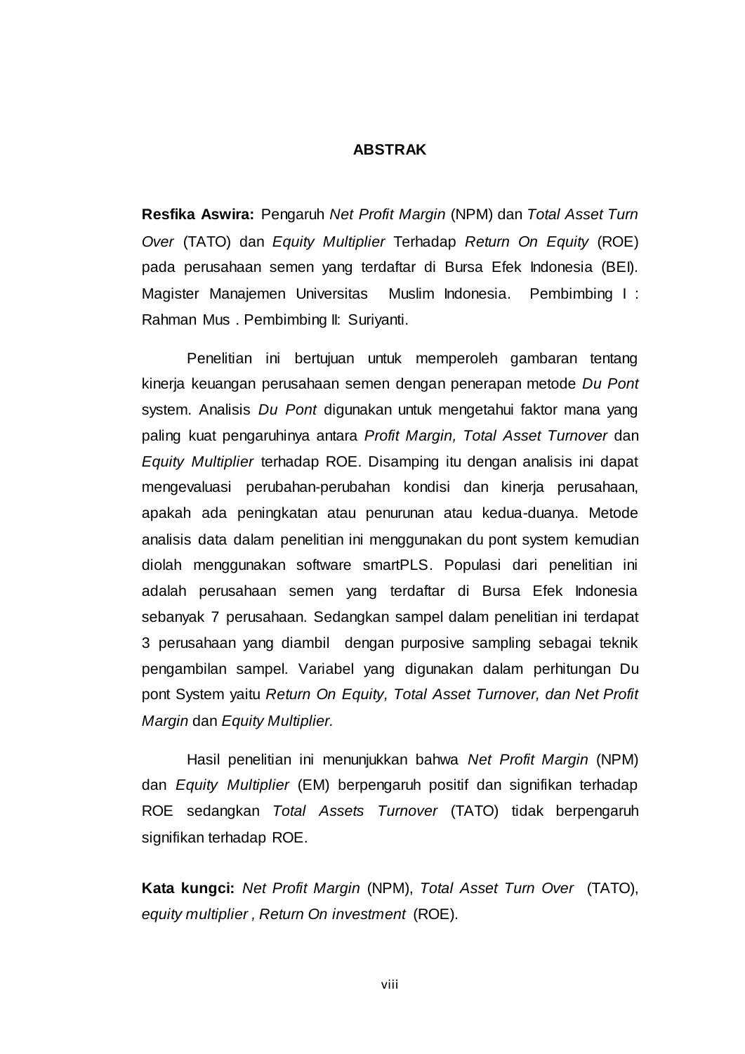# ABSTRAK

**Resfika Aswira:** Pengaruh *Net Profit Margin* (NPM) dan *Total Asset Turn Over* (TATO) dan *Equity Multiplier* Terhadap *Return On Equity* (ROE) pada perusahaan semen yang terdaftar di Bursa Efek Indonesia (BEI). Magister Manajemen Universitas Muslim Indonesia. Pembimbing I : Rahman Mus . Pembimbing II: Suriyanti.

Penelitian ini bertujuan untuk memperoleh gambaran tentang kinerja keuangan perusahaan semen dengan penerapan metode *Du Pont* system. Analisis *Du Pont* digunakan untuk mengetahui faktor mana yang paling kuat pengaruhinya antara *Profit Margin, Total Asset Turnover* dan *Equity Multiplier* terhadap ROE. Disamping itu dengan analisis ini dapat mengevaluasi perubahan-perubahan kondisi dan kinerja perusahaan, apakah ada peningkatan atau penurunan atau kedua-duanya. Metode analisis data dalam penelitian ini menggunakan du pont system kemudian diolah menggunakan software smartPLS. Populasi dari penelitian ini adalah perusahaan semen yang terdaftar di Bursa Efek Indonesia sebanyak 7 perusahaan. Sedangkan sampel dalam penelitian ini terdapat 3 perusahaan yang diambil dengan purposive sampling sebagai teknik pengambilan sampel. Variabel yang digunakan dalam perhitungan Du pont System yaitu *Return On Equity, Total Asset Turnover, dan Net Profit Margin* dan *Equity Multiplier.*

Hasil penelitian ini menunjukkan bahwa *Net Profit Margin* (NPM) dan *Equity Multiplier* (EM) berpengaruh positif dan signifikan terhadap ROE sedangkan *Total Assets Turnover* (TATO) tidak berpengaruh signifikan terhadap ROE.

**Kata kungci:** *Net Profit Margin* (NPM), *Total Asset Turn Over* (TATO), *equity multiplier* , *Return On investment* (ROE).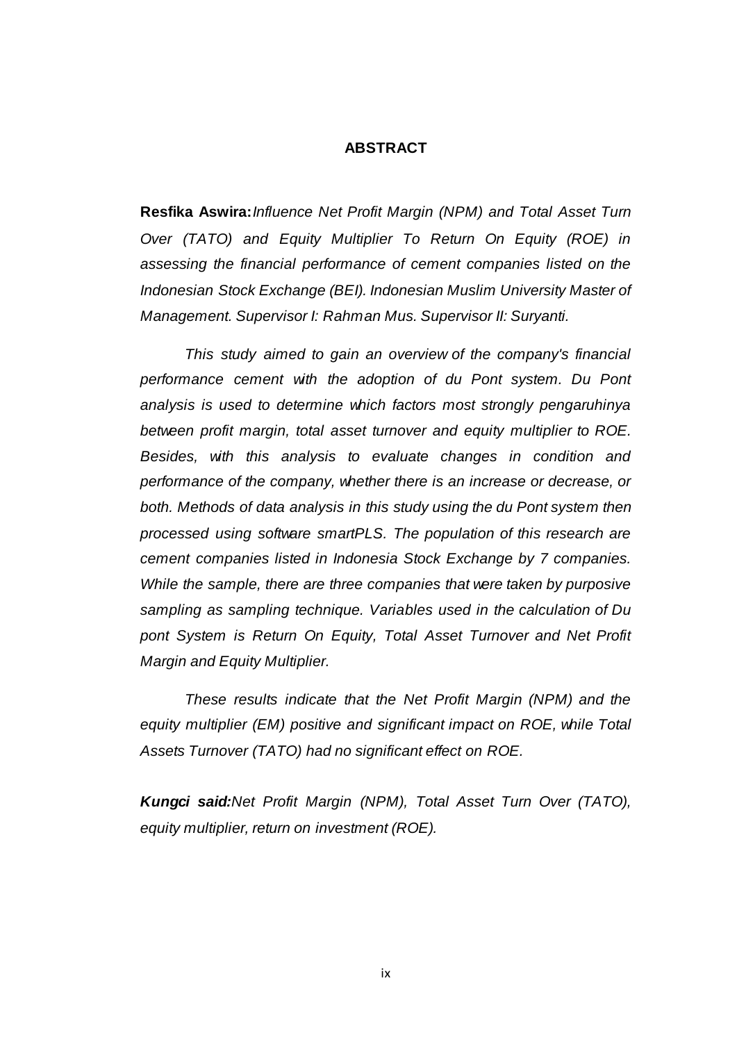## ABSTRACT

**Resfika Aswira:** *Influence Net Profit Margin (NPM) and Total Asset Turn Over (TATO) and Equity Multiplier To Return On Equity (ROE) in assessing the financial performance of cement companies listed on the Indonesian Stock Exchange (BEI). Indonesian Muslim University Master of Management. Supervisor I: Rahman Mus. Supervisor II: Suryanti.*

*This study aimed to gain an overview of the company's financial performance cement with the adoption of du Pont system. Du Pont analysis is used to determine which factors most strongly pengaruhinya between profit margin, total asset turnover and equity multiplier to ROE. Besides, with this analysis to evaluate changes in condition and performance of the company, whether there is an increase or decrease, or both. Methods of data analysis in this study using the du Pont system then processed using software smartPLS. The population of this research are cement companies listed in Indonesia Stock Exchange by 7 companies. While the sample, there are three companies that were taken by purposive sampling as sampling technique. Variables used in the calculation of Du pont System is Return On Equity, Total Asset Turnover and Net Profit Margin and Equity Multiplier.*

*These results indicate that the Net Profit Margin (NPM) and the equity multiplier (EM) positive and significant impact on ROE, while Total Assets Turnover (TATO) had no significant effect on ROE.*

***Kungci said:*** *Net Profit Margin (NPM), Total Asset Turn Over (TATO), equity multiplier, return on investment (ROE).*